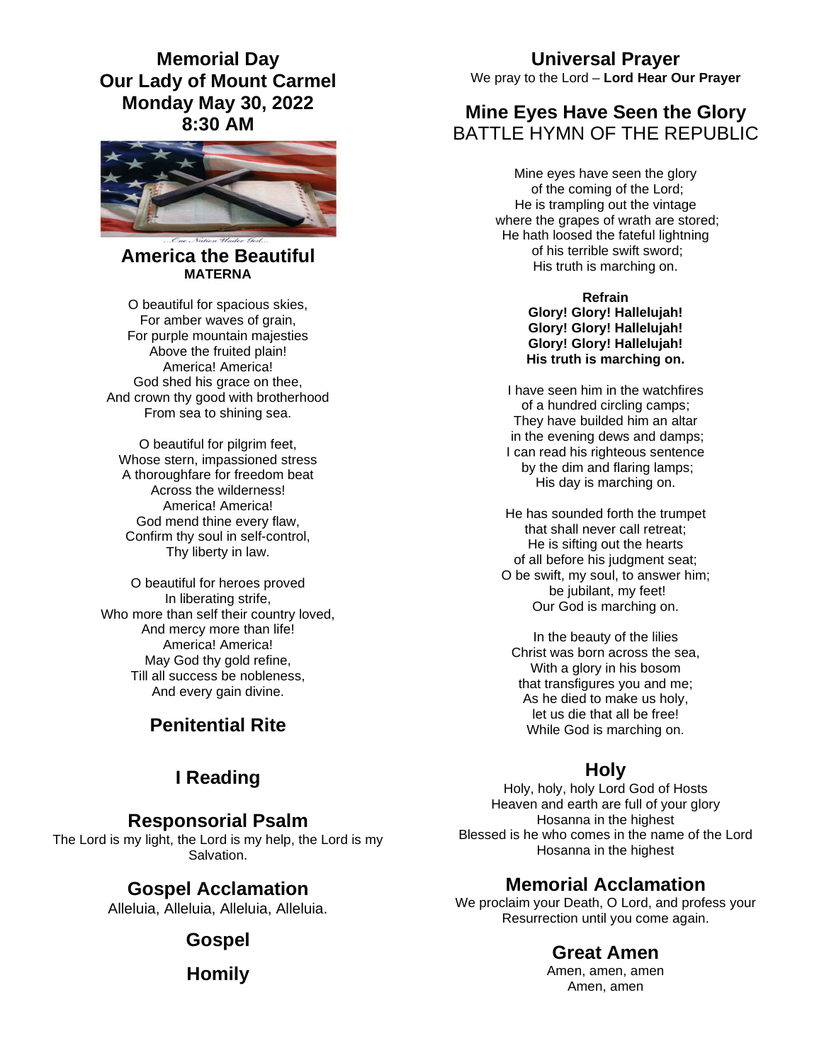# Memorial Day
# Our Lady of Mount Carmel
# Monday May 30, 2022
# 8:30 AM

...One Nation Under God...

## America the Beautiful
**MATERNA**

O beautiful for spacious skies,
For amber waves of grain,
For purple mountain majesties
Above the fruited plain!
America! America!
God shed his grace on thee,
And crown thy good with brotherhood
From sea to shining sea.

O beautiful for pilgrim feet,
Whose stern, impassioned stress
A thoroughfare for freedom beat
Across the wilderness!
America! America!
God mend thine every flaw,
Confirm thy soul in self-control,
Thy liberty in law.

O beautiful for heroes proved
In liberating strife,
Who more than self their country loved,
And mercy more than life!
America! America!
May God thy gold refine,
Till all success be nobleness,
And every gain divine.

## Penitential Rite

## I Reading

## Responsorial Psalm
The Lord is my light, the Lord is my help, the Lord is my Salvation.

## Gospel Acclamation
Alleluia, Alleluia, Alleluia, Alleluia.

## Gospel

## Homily

## Universal Prayer
We pray to the Lord – **Lord Hear Our Prayer**

## Mine Eyes Have Seen the Glory
BATTLE HYMN OF THE REPUBLIC

Mine eyes have seen the glory
of the coming of the Lord;
He is trampling out the vintage
where the grapes of wrath are stored;
He hath loosed the fateful lightning
of his terrible swift sword;
His truth is marching on.

**Refrain**
**Glory! Glory! Hallelujah!**
**Glory! Glory! Hallelujah!**
**Glory! Glory! Hallelujah!**
**His truth is marching on.**

I have seen him in the watchfires
of a hundred circling camps;
They have builded him an altar
in the evening dews and damps;
I can read his righteous sentence
by the dim and flaring lamps;
His day is marching on.

He has sounded forth the trumpet
that shall never call retreat;
He is sifting out the hearts
of all before his judgment seat;
O be swift, my soul, to answer him;
be jubilant, my feet!
Our God is marching on.

In the beauty of the lilies
Christ was born across the sea,
With a glory in his bosom
that transfigures you and me;
As he died to make us holy,
let us die that all be free!
While God is marching on.

## Holy
Holy, holy, holy Lord God of Hosts
Heaven and earth are full of your glory
Hosanna in the highest
Blessed is he who comes in the name of the Lord
Hosanna in the highest

## Memorial Acclamation
We proclaim your Death, O Lord, and profess your Resurrection until you come again.

## Great Amen
Amen, amen, amen
Amen, amen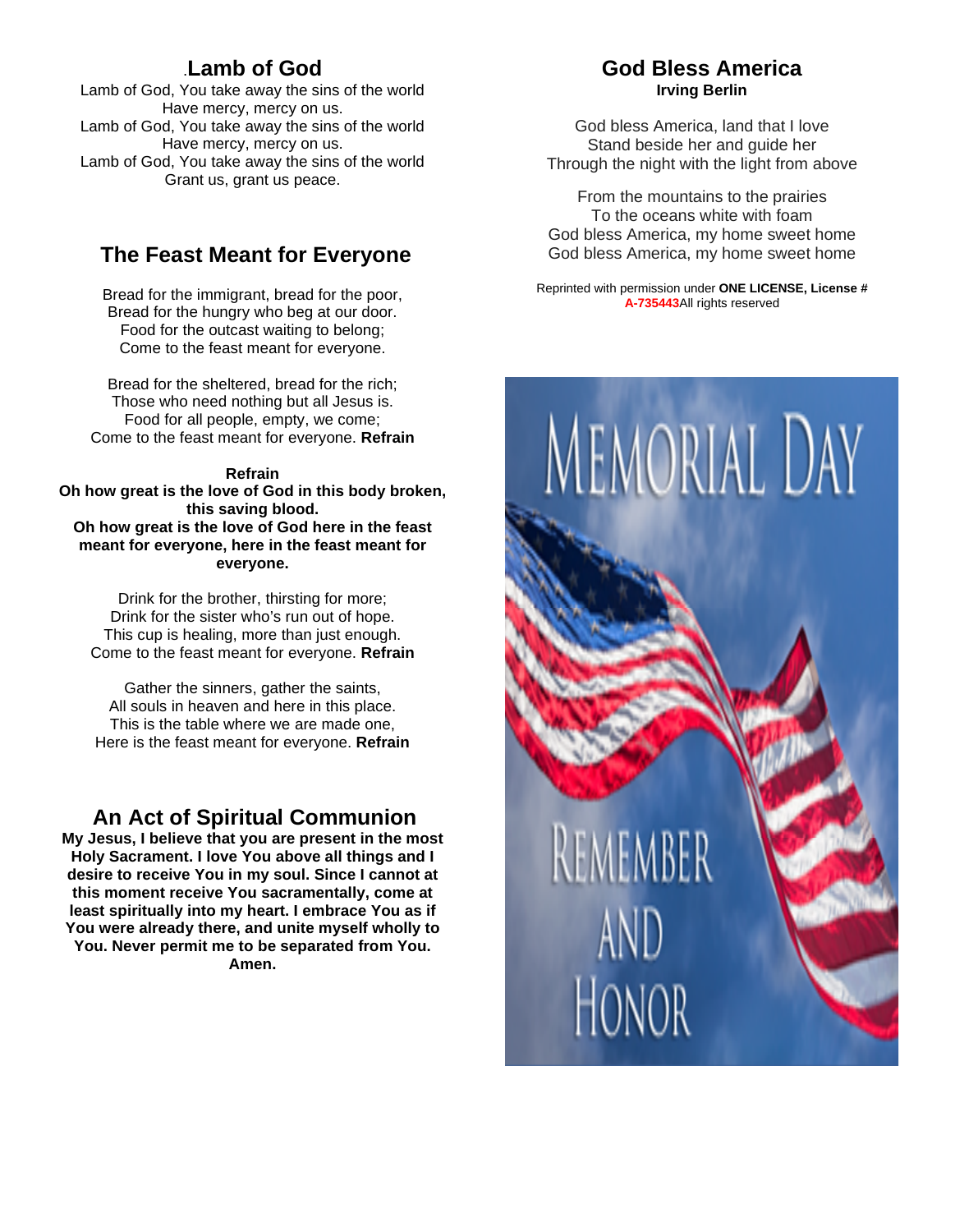## .Lamb of God

Lamb of God, You take away the sins of the world
Have mercy, mercy on us.
Lamb of God, You take away the sins of the world
Have mercy, mercy on us.
Lamb of God, You take away the sins of the world
Grant us, grant us peace.

## The Feast Meant for Everyone

Bread for the immigrant, bread for the poor,
Bread for the hungry who beg at our door.
Food for the outcast waiting to belong;
Come to the feast meant for everyone.

Bread for the sheltered, bread for the rich;
Those who need nothing but all Jesus is.
Food for all people, empty, we come;
Come to the feast meant for everyone. **Refrain**

**Refrain**
**Oh how great is the love of God in this body broken, this saving blood.**
**Oh how great is the love of God here in the feast meant for everyone, here in the feast meant for everyone.**

Drink for the brother, thirsting for more;
Drink for the sister who's run out of hope.
This cup is healing, more than just enough.
Come to the feast meant for everyone. **Refrain**

Gather the sinners, gather the saints,
All souls in heaven and here in this place.
This is the table where we are made one,
Here is the feast meant for everyone. **Refrain**

## An Act of Spiritual Communion

**My Jesus, I believe that you are present in the most Holy Sacrament. I love You above all things and I desire to receive You in my soul. Since I cannot at this moment receive You sacramentally, come at least spiritually into my heart. I embrace You as if You were already there, and unite myself wholly to You. Never permit me to be separated from You. Amen.**

## God Bless America
**Irving Berlin**

God bless America, land that I love
Stand beside her and guide her
Through the night with the light from above

From the mountains to the prairies
To the oceans white with foam
God bless America, my home sweet home
God bless America, my home sweet home

Reprinted with permission under **ONE LICENSE, License # A-735443**All rights reserved

MEMORIAL DAY
REMEMBER AND HONOR